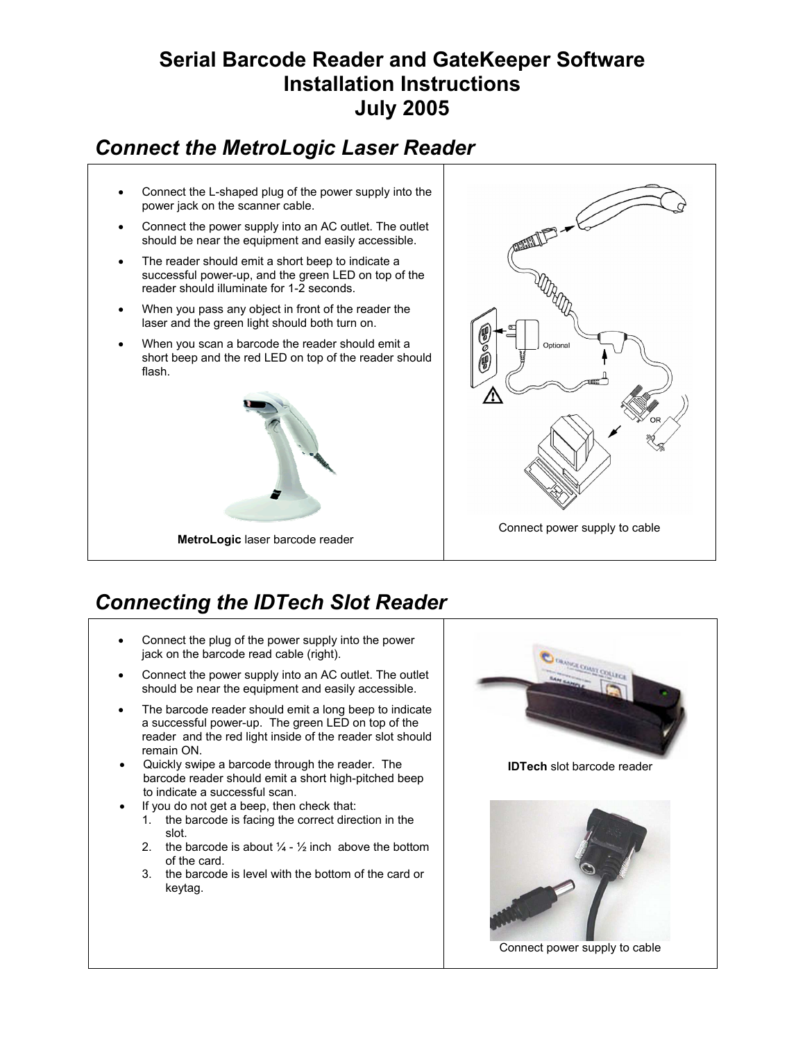# Serial Barcode Reader and GateKeeper Software Installation Instructions July 2005

## *Connect the MetroLogic Laser Reader*

- Connect the L-shaped plug of the power supply into the power jack on the scanner cable.
- Connect the power supply into an AC outlet. The outlet should be near the equipment and easily accessible.
- The reader should emit a short beep to indicate a successful power-up, and the green LED on top of the reader should illuminate for 1-2 seconds.
- When you pass any object in front of the reader the laser and the green light should both turn on.
- When you scan a barcode the reader should emit a short beep and the red LED on top of the reader should flash.

**MetroLogic** laser barcode reader

Connect power supply to cable

## *Connecting the IDTech Slot Reader*

- Connect the plug of the power supply into the power jack on the barcode read cable (right).
- Connect the power supply into an AC outlet. The outlet should be near the equipment and easily accessible.
- The barcode reader should emit a long beep to indicate a successful power-up. The green LED on top of the reader and the red light inside of the reader slot should remain ON.
- Quickly swipe a barcode through the reader. The barcode reader should emit a short high-pitched beep to indicate a successful scan.
- If you do not get a beep, then check that:
  1. the barcode is facing the correct direction in the slot.
  2. the barcode is about ¼ - ½ inch above the bottom of the card.
  3. the barcode is level with the bottom of the card or keytag.

**IDTech** slot barcode reader

Connect power supply to cable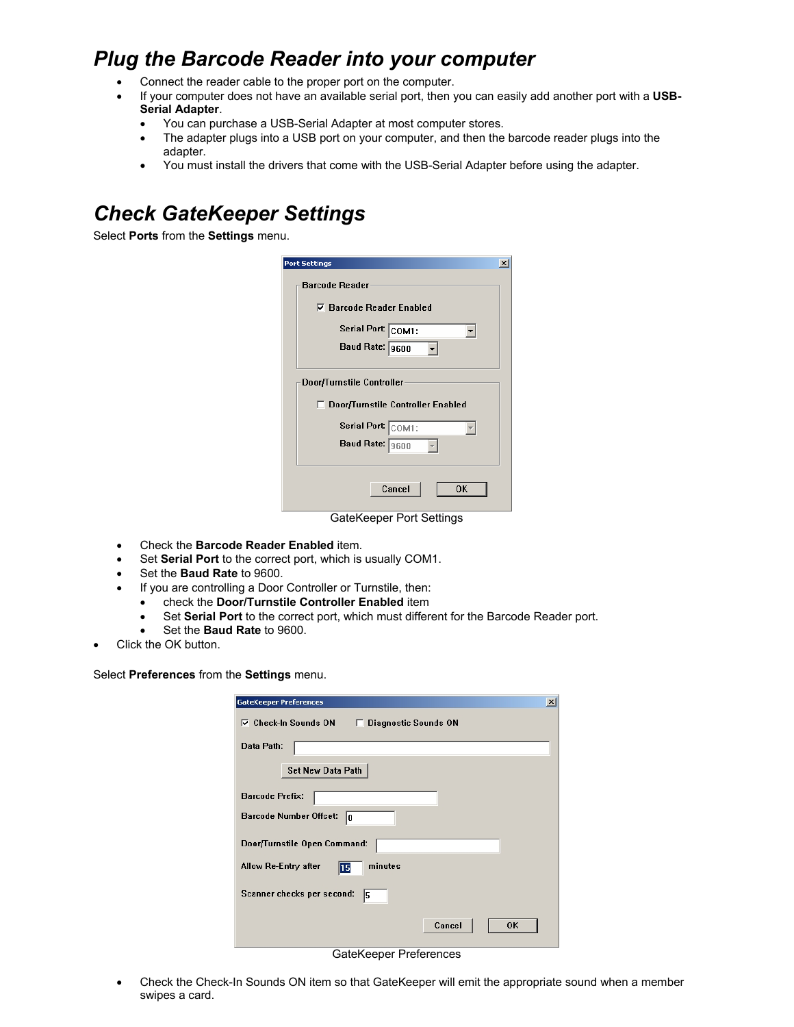## Plug the Barcode Reader into your computer

- Connect the reader cable to the proper port on the computer.
- If your computer does not have an available serial port, then you can easily add another port with a **USB-Serial Adapter**.
  - You can purchase a USB-Serial Adapter at most computer stores.
  - The adapter plugs into a USB port on your computer, and then the barcode reader plugs into the adapter.
  - You must install the drivers that come with the USB-Serial Adapter before using the adapter.

## Check GateKeeper Settings

Select **Ports** from the **Settings** menu.

GateKeeper Port Settings

- Check the **Barcode Reader Enabled** item.
- Set **Serial Port** to the correct port, which is usually COM1.
- Set the **Baud Rate** to 9600.
- If you are controlling a Door Controller or Turnstile, then:
  - check the **Door/Turnstile Controller Enabled** item
  - Set **Serial Port** to the correct port, which must different for the Barcode Reader port.
  - Set the **Baud Rate** to 9600.
- Click the OK button.

Select **Preferences** from the **Settings** menu.

GateKeeper Preferences

- Check the Check-In Sounds ON item so that GateKeeper will emit the appropriate sound when a member swipes a card.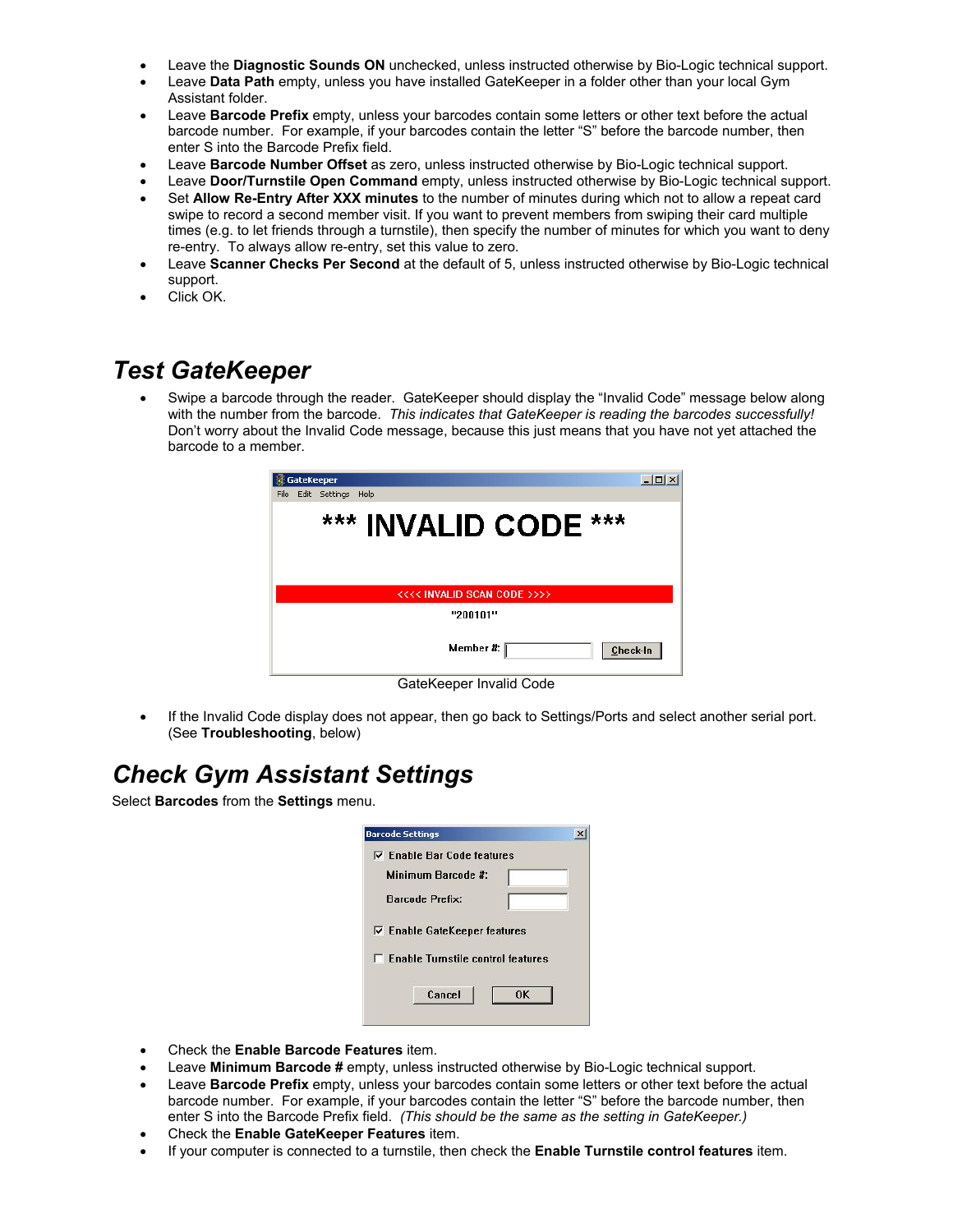- Leave the **Diagnostic Sounds ON** unchecked, unless instructed otherwise by Bio-Logic technical support.
- Leave **Data Path** empty, unless you have installed GateKeeper in a folder other than your local Gym Assistant folder.
- Leave **Barcode Prefix** empty, unless your barcodes contain some letters or other text before the actual barcode number. For example, if your barcodes contain the letter "S" before the barcode number, then enter S into the Barcode Prefix field.
- Leave **Barcode Number Offset** as zero, unless instructed otherwise by Bio-Logic technical support.
- Leave **Door/Turnstile Open Command** empty, unless instructed otherwise by Bio-Logic technical support.
- Set **Allow Re-Entry After XXX minutes** to the number of minutes during which not to allow a repeat card swipe to record a second member visit. If you want to prevent members from swiping their card multiple times (e.g. to let friends through a turnstile), then specify the number of minutes for which you want to deny re-entry. To always allow re-entry, set this value to zero.
- Leave **Scanner Checks Per Second** at the default of 5, unless instructed otherwise by Bio-Logic technical support.
- Click OK.

## Test GateKeeper

- Swipe a barcode through the reader. GateKeeper should display the "Invalid Code" message below along with the number from the barcode. *This indicates that GateKeeper is reading the barcodes successfully!* Don't worry about the Invalid Code message, because this just means that you have not yet attached the barcode to a member.

GateKeeper Invalid Code

- If the Invalid Code display does not appear, then go back to Settings/Ports and select another serial port. (See **Troubleshooting**, below)

## Check Gym Assistant Settings

Select **Barcodes** from the **Settings** menu.

- Check the **Enable Barcode Features** item.
- Leave **Minimum Barcode #** empty, unless instructed otherwise by Bio-Logic technical support.
- Leave **Barcode Prefix** empty, unless your barcodes contain some letters or other text before the actual barcode number. For example, if your barcodes contain the letter "S" before the barcode number, then enter S into the Barcode Prefix field. *(This should be the same as the setting in GateKeeper.)*
- Check the **Enable GateKeeper Features** item.
- If your computer is connected to a turnstile, then check the **Enable Turnstile control features** item.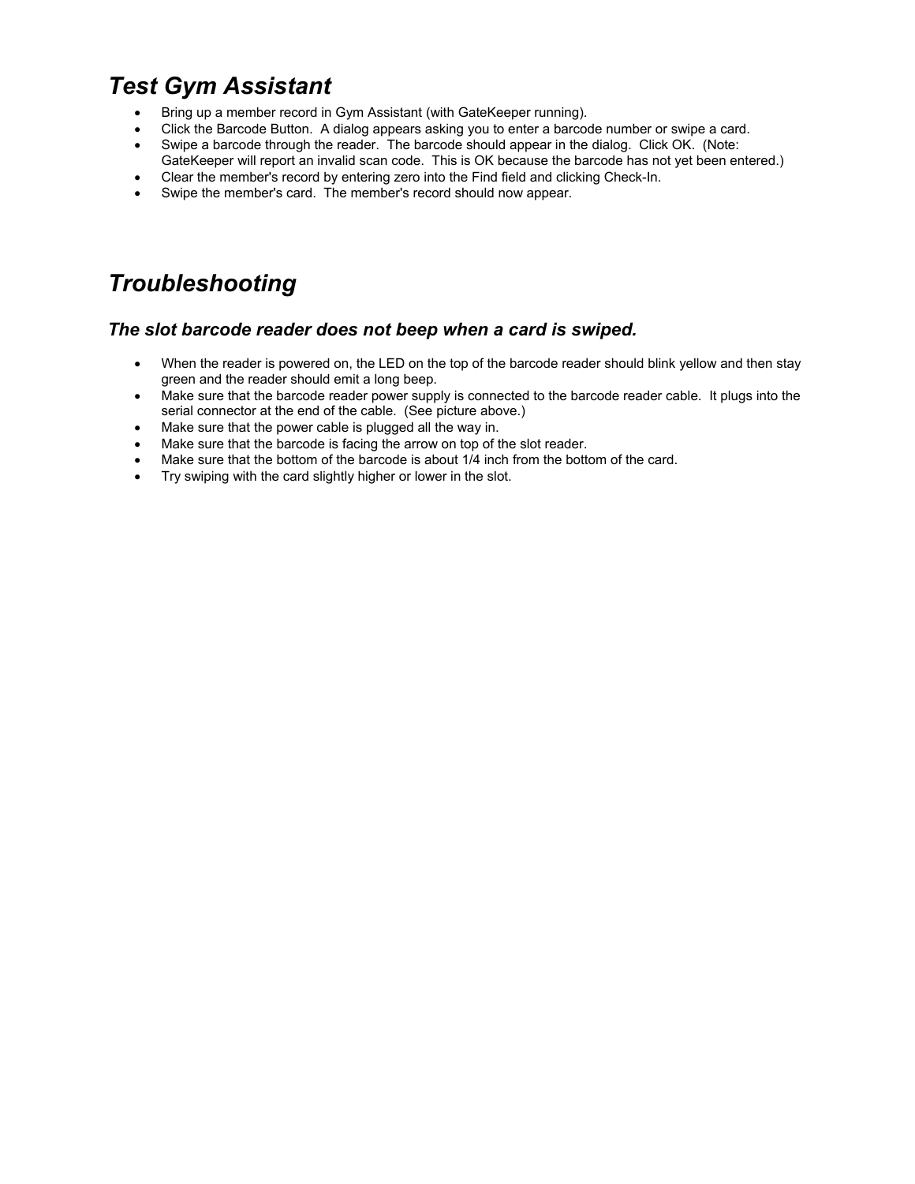## *Test Gym Assistant*

- Bring up a member record in Gym Assistant (with GateKeeper running).
- Click the Barcode Button. A dialog appears asking you to enter a barcode number or swipe a card.
- Swipe a barcode through the reader. The barcode should appear in the dialog. Click OK. (Note: GateKeeper will report an invalid scan code. This is OK because the barcode has not yet been entered.)
- Clear the member's record by entering zero into the Find field and clicking Check-In.
- Swipe the member's card. The member's record should now appear.

## *Troubleshooting*

### *The slot barcode reader does not beep when a card is swiped.*

- When the reader is powered on, the LED on the top of the barcode reader should blink yellow and then stay green and the reader should emit a long beep.
- Make sure that the barcode reader power supply is connected to the barcode reader cable. It plugs into the serial connector at the end of the cable. (See picture above.)
- Make sure that the power cable is plugged all the way in.
- Make sure that the barcode is facing the arrow on top of the slot reader.
- Make sure that the bottom of the barcode is about 1/4 inch from the bottom of the card.
- Try swiping with the card slightly higher or lower in the slot.